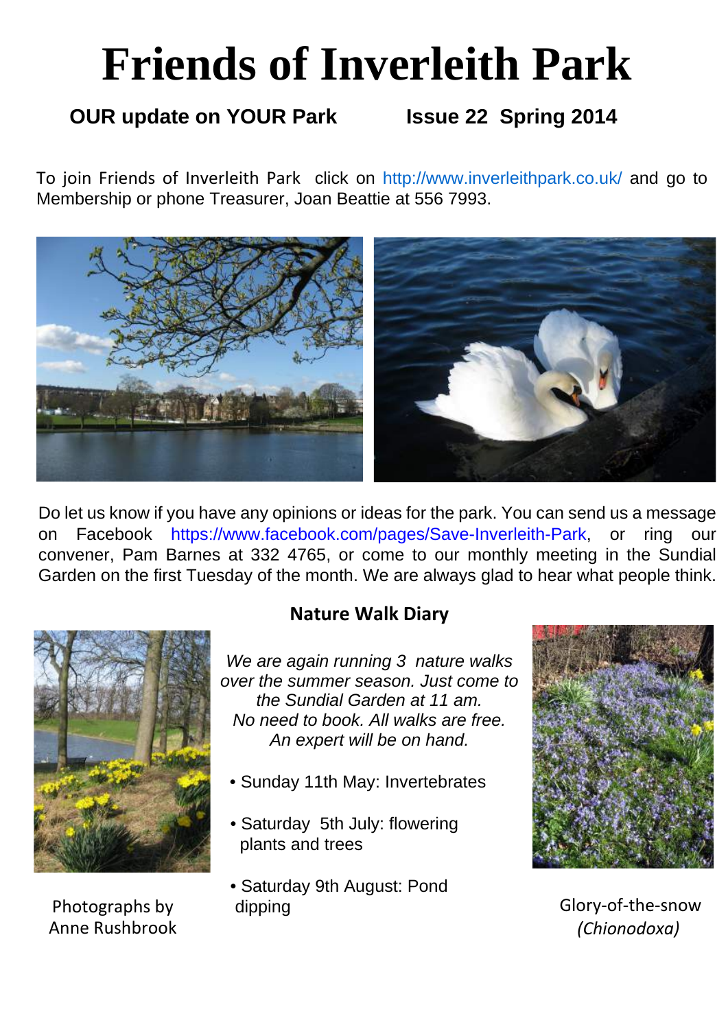# Friends of Inverleith Park

**OUR update on YOUR Park** **Issue 22 Spring 2014**

To join Friends of Inverleith Park click on http://www.inverleithpark.co.uk/ and go to Membership or phone Treasurer, Joan Beattie at 556 7993.

Do let us know if you have any opinions or ideas for the park. You can send us a message on Facebook https://www.facebook.com/pages/Save-Inverleith-Park, or ring our convener, Pam Barnes at 332 4765, or come to our monthly meeting in the Sundial Garden on the first Tuesday of the month. We are always glad to hear what people think.

## Nature Walk Diary

*We are again running 3 nature walks over the summer season. Just come to the Sundial Garden at 11 am. No need to book. All walks are free. An expert will be on hand.*

- Sunday 11th May: Invertebrates
- Saturday 5th July: flowering plants and trees
- Saturday 9th August: Pond dipping

Photographs by Anne Rushbrook

Glory-of-the-snow *(Chionodoxa)*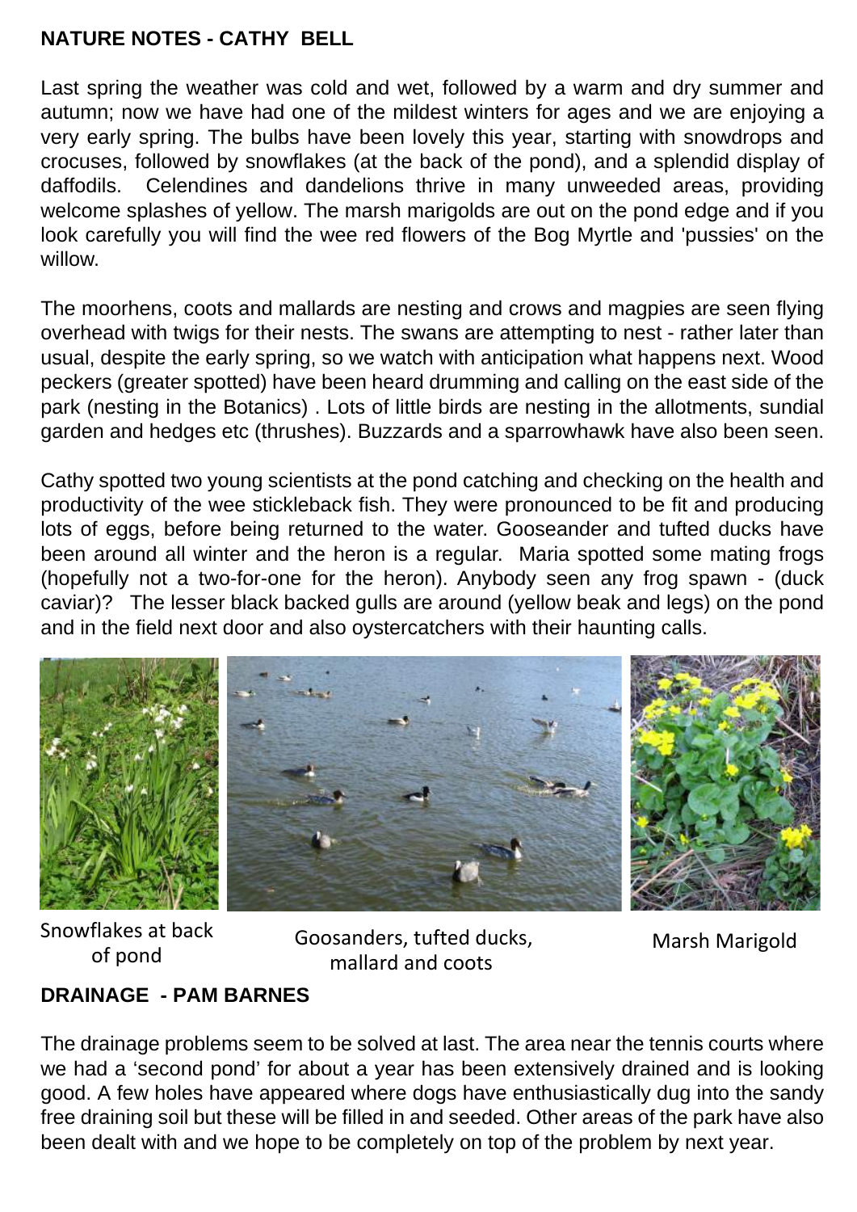## NATURE NOTES - CATHY BELL

Last spring the weather was cold and wet, followed by a warm and dry summer and autumn; now we have had one of the mildest winters for ages and we are enjoying a very early spring. The bulbs have been lovely this year, starting with snowdrops and crocuses, followed by snowflakes (at the back of the pond), and a splendid display of daffodils. Celendines and dandelions thrive in many unweeded areas, providing welcome splashes of yellow. The marsh marigolds are out on the pond edge and if you look carefully you will find the wee red flowers of the Bog Myrtle and 'pussies' on the willow.

The moorhens, coots and mallards are nesting and crows and magpies are seen flying overhead with twigs for their nests. The swans are attempting to nest - rather later than usual, despite the early spring, so we watch with anticipation what happens next. Wood peckers (greater spotted) have been heard drumming and calling on the east side of the park (nesting in the Botanics) . Lots of little birds are nesting in the allotments, sundial garden and hedges etc (thrushes). Buzzards and a sparrowhawk have also been seen.

Cathy spotted two young scientists at the pond catching and checking on the health and productivity of the wee stickleback fish. They were pronounced to be fit and producing lots of eggs, before being returned to the water. Gooseander and tufted ducks have been around all winter and the heron is a regular. Maria spotted some mating frogs (hopefully not a two-for-one for the heron). Anybody seen any frog spawn - (duck caviar)? The lesser black backed gulls are around (yellow beak and legs) on the pond and in the field next door and also oystercatchers with their haunting calls.

Snowflakes at back of pond

Goosanders, tufted ducks, mallard and coots

Marsh Marigold

## DRAINAGE - PAM BARNES

The drainage problems seem to be solved at last. The area near the tennis courts where we had a 'second pond' for about a year has been extensively drained and is looking good. A few holes have appeared where dogs have enthusiastically dug into the sandy free draining soil but these will be filled in and seeded. Other areas of the park have also been dealt with and we hope to be completely on top of the problem by next year.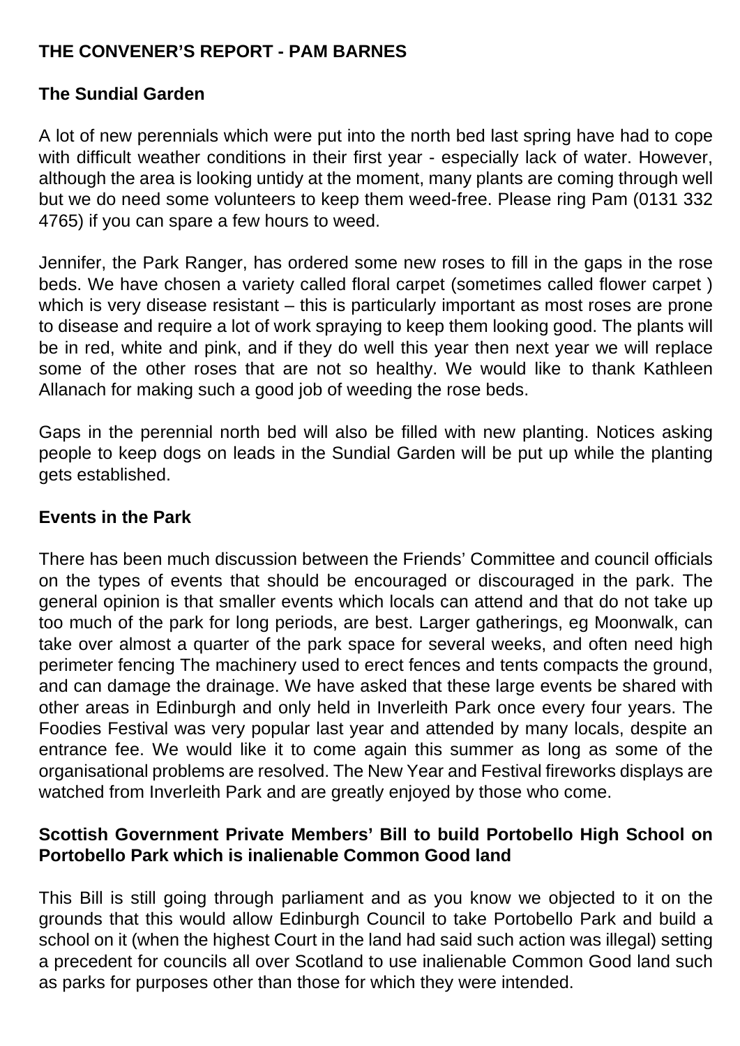**THE CONVENER'S REPORT - PAM BARNES**

**The Sundial Garden**

A lot of new perennials which were put into the north bed last spring have had to cope with difficult weather conditions in their first year - especially lack of water. However, although the area is looking untidy at the moment, many plants are coming through well but we do need some volunteers to keep them weed-free. Please ring Pam (0131 332 4765) if you can spare a few hours to weed.

Jennifer, the Park Ranger, has ordered some new roses to fill in the gaps in the rose beds. We have chosen a variety called floral carpet (sometimes called flower carpet ) which is very disease resistant – this is particularly important as most roses are prone to disease and require a lot of work spraying to keep them looking good. The plants will be in red, white and pink, and if they do well this year then next year we will replace some of the other roses that are not so healthy. We would like to thank Kathleen Allanach for making such a good job of weeding the rose beds.

Gaps in the perennial north bed will also be filled with new planting. Notices asking people to keep dogs on leads in the Sundial Garden will be put up while the planting gets established.

**Events in the Park**

There has been much discussion between the Friends' Committee and council officials on the types of events that should be encouraged or discouraged in the park. The general opinion is that smaller events which locals can attend and that do not take up too much of the park for long periods, are best. Larger gatherings, eg Moonwalk, can take over almost a quarter of the park space for several weeks, and often need high perimeter fencing The machinery used to erect fences and tents compacts the ground, and can damage the drainage. We have asked that these large events be shared with other areas in Edinburgh and only held in Inverleith Park once every four years. The Foodies Festival was very popular last year and attended by many locals, despite an entrance fee. We would like it to come again this summer as long as some of the organisational problems are resolved. The New Year and Festival fireworks displays are watched from Inverleith Park and are greatly enjoyed by those who come.

**Scottish Government Private Members' Bill to build Portobello High School on Portobello Park which is inalienable Common Good land**

This Bill is still going through parliament and as you know we objected to it on the grounds that this would allow Edinburgh Council to take Portobello Park and build a school on it (when the highest Court in the land had said such action was illegal) setting a precedent for councils all over Scotland to use inalienable Common Good land such as parks for purposes other than those for which they were intended.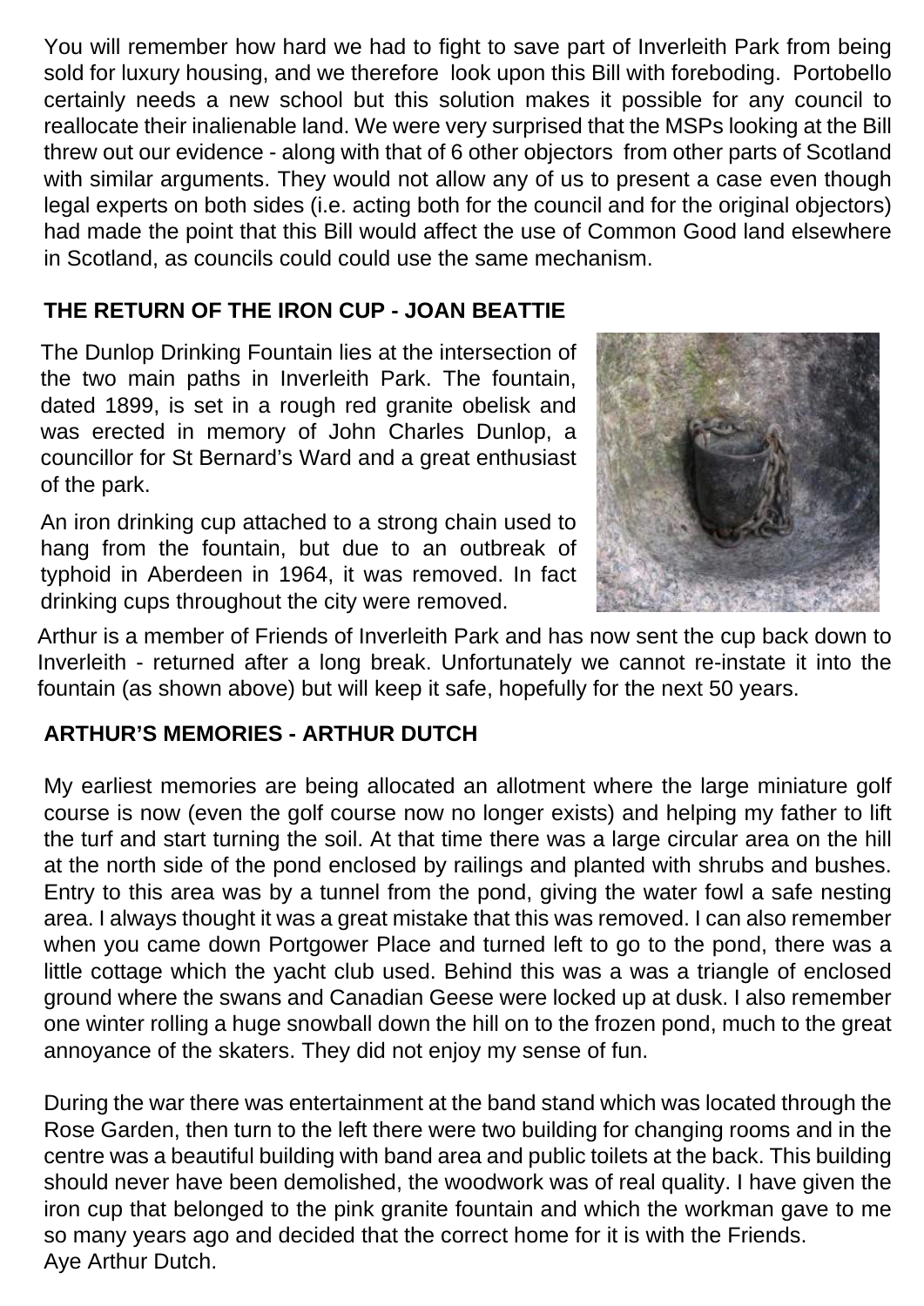You will remember how hard we had to fight to save part of Inverleith Park from being sold for luxury housing, and we therefore look upon this Bill with foreboding. Portobello certainly needs a new school but this solution makes it possible for any council to reallocate their inalienable land. We were very surprised that the MSPs looking at the Bill threw out our evidence - along with that of 6 other objectors from other parts of Scotland with similar arguments. They would not allow any of us to present a case even though legal experts on both sides (i.e. acting both for the council and for the original objectors) had made the point that this Bill would affect the use of Common Good land elsewhere in Scotland, as councils could could use the same mechanism.

## THE RETURN OF THE IRON CUP - JOAN BEATTIE

The Dunlop Drinking Fountain lies at the intersection of the two main paths in Inverleith Park. The fountain, dated 1899, is set in a rough red granite obelisk and was erected in memory of John Charles Dunlop, a councillor for St Bernard's Ward and a great enthusiast of the park.

An iron drinking cup attached to a strong chain used to hang from the fountain, but due to an outbreak of typhoid in Aberdeen in 1964, it was removed. In fact drinking cups throughout the city were removed.

Arthur is a member of Friends of Inverleith Park and has now sent the cup back down to Inverleith - returned after a long break. Unfortunately we cannot re-instate it into the fountain (as shown above) but will keep it safe, hopefully for the next 50 years.

## ARTHUR'S MEMORIES - ARTHUR DUTCH

My earliest memories are being allocated an allotment where the large miniature golf course is now (even the golf course now no longer exists) and helping my father to lift the turf and start turning the soil. At that time there was a large circular area on the hill at the north side of the pond enclosed by railings and planted with shrubs and bushes. Entry to this area was by a tunnel from the pond, giving the water fowl a safe nesting area. I always thought it was a great mistake that this was removed. I can also remember when you came down Portgower Place and turned left to go to the pond, there was a little cottage which the yacht club used. Behind this was a was a triangle of enclosed ground where the swans and Canadian Geese were locked up at dusk. I also remember one winter rolling a huge snowball down the hill on to the frozen pond, much to the great annoyance of the skaters. They did not enjoy my sense of fun.

During the war there was entertainment at the band stand which was located through the Rose Garden, then turn to the left there were two building for changing rooms and in the centre was a beautiful building with band area and public toilets at the back. This building should never have been demolished, the woodwork was of real quality. I have given the iron cup that belonged to the pink granite fountain and which the workman gave to me so many years ago and decided that the correct home for it is with the Friends.
Aye Arthur Dutch.